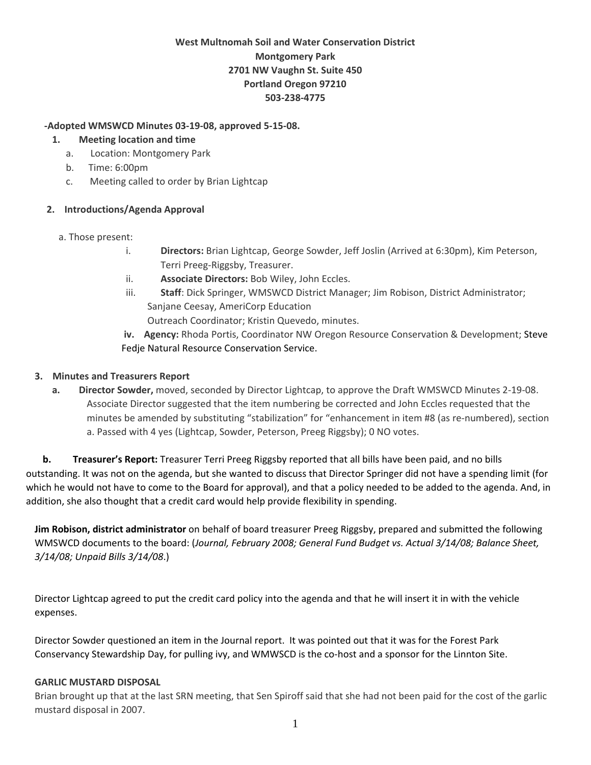**West Multnomah Soil and Water Conservation District**
**Montgomery Park**
**2701 NW Vaughn St. Suite 450**
**Portland Oregon 97210**
**503-238-4775**

**-Adopted WMSWCD Minutes 03-19-08, approved 5-15-08.**

1. **Meeting location and time**
   a. Location: Montgomery Park
   b. Time: 6:00pm
   c. Meeting called to order by Brian Lightcap

2. **Introductions/Agenda Approval**

   a. Those present:
      i. **Directors:** Brian Lightcap, George Sowder, Jeff Joslin (Arrived at 6:30pm), Kim Peterson, Terri Preeg-Riggsby, Treasurer.
      ii. **Associate Directors:** Bob Wiley, John Eccles.
      iii. **Staff**: Dick Springer, WMSWCD District Manager; Jim Robison, District Administrator; Sanjane Ceesay, AmeriCorp Education Outreach Coordinator; Kristin Quevedo, minutes.
      iv. **Agency:** Rhoda Portis, Coordinator NW Oregon Resource Conservation & Development; Steve Fedje Natural Resource Conservation Service.

3. **Minutes and Treasurers Report**
   a. **Director Sowder,** moved, seconded by Director Lightcap, to approve the Draft WMSWCD Minutes 2-19-08. Associate Director suggested that the item numbering be corrected and John Eccles requested that the minutes be amended by substituting "stabilization" for "enhancement in item #8 (as re-numbered), section a. Passed with 4 yes (Lightcap, Sowder, Peterson, Preeg Riggsby); 0 NO votes.

   b. **Treasurer's Report:** Treasurer Terri Preeg Riggsby reported that all bills have been paid, and no bills outstanding. It was not on the agenda, but she wanted to discuss that Director Springer did not have a spending limit (for which he would not have to come to the Board for approval), and that a policy needed to be added to the agenda. And, in addition, she also thought that a credit card would help provide flexibility in spending.

**Jim Robison, district administrator** on behalf of board treasurer Preeg Riggsby, prepared and submitted the following WMSWCD documents to the board: (*Journal, February 2008; General Fund Budget vs. Actual 3/14/08; Balance Sheet, 3/14/08; Unpaid Bills 3/14/08*.)

Director Lightcap agreed to put the credit card policy into the agenda and that he will insert it in with the vehicle expenses.

Director Sowder questioned an item in the Journal report. It was pointed out that it was for the Forest Park Conservancy Stewardship Day, for pulling ivy, and WMWSCD is the co-host and a sponsor for the Linnton Site.

**GARLIC MUSTARD DISPOSAL**

Brian brought up that at the last SRN meeting, that Sen Spiroff said that she had not been paid for the cost of the garlic mustard disposal in 2007.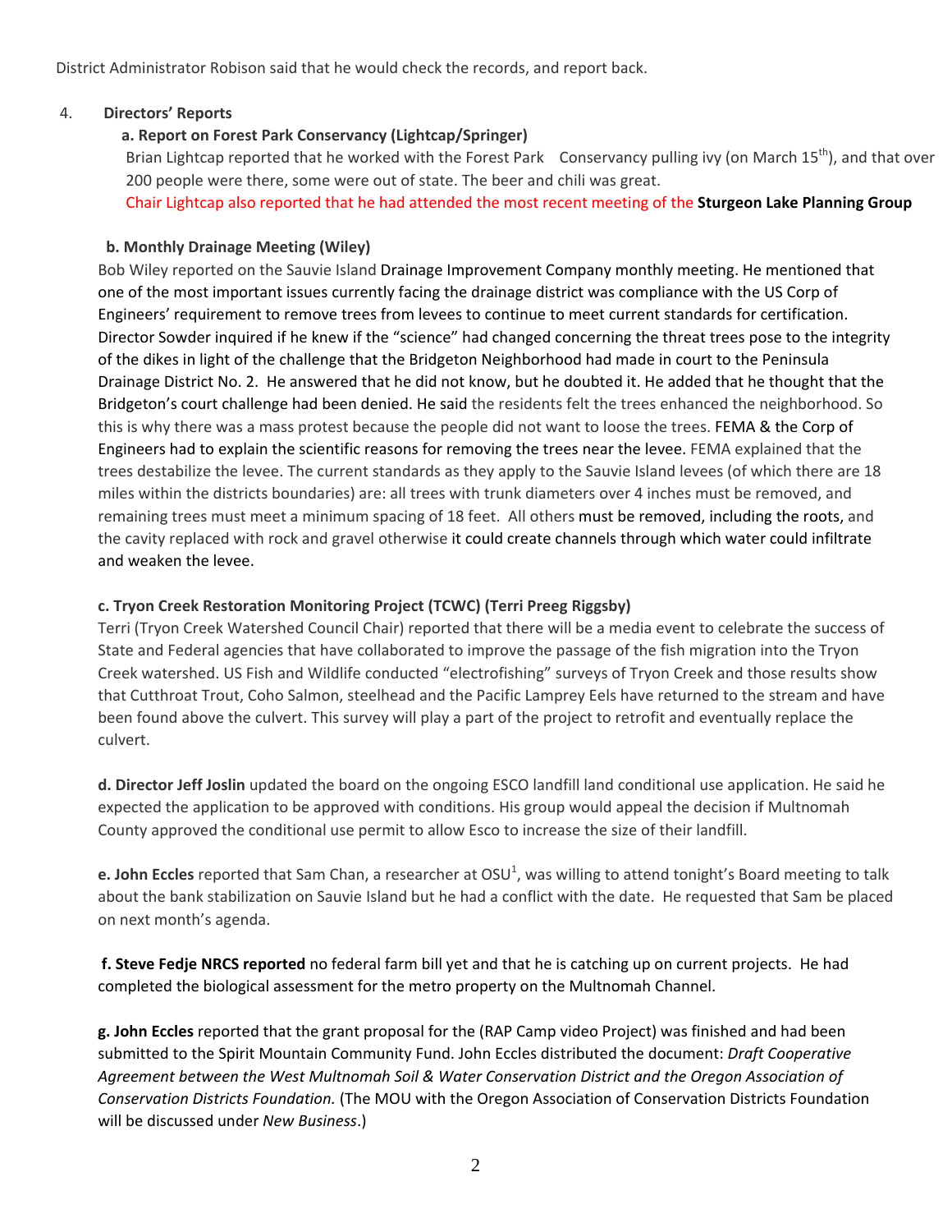District Administrator Robison said that he would check the records, and report back.

4. **Directors' Reports**

**a. Report on Forest Park Conservancy (Lightcap/Springer)**

Brian Lightcap reported that he worked with the Forest Park Conservancy pulling ivy (on March 15th), and that over 200 people were there, some were out of state. The beer and chili was great.

Chair Lightcap also reported that he had attended the most recent meeting of the **Sturgeon Lake Planning Group**

**b. Monthly Drainage Meeting (Wiley)**

Bob Wiley reported on the Sauvie Island Drainage Improvement Company monthly meeting. He mentioned that one of the most important issues currently facing the drainage district was compliance with the US Corp of Engineers' requirement to remove trees from levees to continue to meet current standards for certification. Director Sowder inquired if he knew if the "science" had changed concerning the threat trees pose to the integrity of the dikes in light of the challenge that the Bridgeton Neighborhood had made in court to the Peninsula Drainage District No. 2. He answered that he did not know, but he doubted it. He added that he thought that the Bridgeton's court challenge had been denied. He said the residents felt the trees enhanced the neighborhood. So this is why there was a mass protest because the people did not want to loose the trees. FEMA & the Corp of Engineers had to explain the scientific reasons for removing the trees near the levee. FEMA explained that the trees destabilize the levee. The current standards as they apply to the Sauvie Island levees (of which there are 18 miles within the districts boundaries) are: all trees with trunk diameters over 4 inches must be removed, and remaining trees must meet a minimum spacing of 18 feet. All others must be removed, including the roots, and the cavity replaced with rock and gravel otherwise it could create channels through which water could infiltrate and weaken the levee.

**c. Tryon Creek Restoration Monitoring Project (TCWC) (Terri Preeg Riggsby)**

Terri (Tryon Creek Watershed Council Chair) reported that there will be a media event to celebrate the success of State and Federal agencies that have collaborated to improve the passage of the fish migration into the Tryon Creek watershed. US Fish and Wildlife conducted "electrofishing" surveys of Tryon Creek and those results show that Cutthroat Trout, Coho Salmon, steelhead and the Pacific Lamprey Eels have returned to the stream and have been found above the culvert. This survey will play a part of the project to retrofit and eventually replace the culvert.

**d. Director Jeff Joslin** updated the board on the ongoing ESCO landfill land conditional use application. He said he expected the application to be approved with conditions. His group would appeal the decision if Multnomah County approved the conditional use permit to allow Esco to increase the size of their landfill.

**e. John Eccles** reported that Sam Chan, a researcher at OSU[1], was willing to attend tonight's Board meeting to talk about the bank stabilization on Sauvie Island but he had a conflict with the date. He requested that Sam be placed on next month's agenda.

**f. Steve Fedje NRCS reported** no federal farm bill yet and that he is catching up on current projects. He had completed the biological assessment for the metro property on the Multnomah Channel.

**g. John Eccles** reported that the grant proposal for the (RAP Camp video Project) was finished and had been submitted to the Spirit Mountain Community Fund. John Eccles distributed the document: *Draft Cooperative Agreement between the West Multnomah Soil & Water Conservation District and the Oregon Association of Conservation Districts Foundation.* (The MOU with the Oregon Association of Conservation Districts Foundation will be discussed under *New Business*.)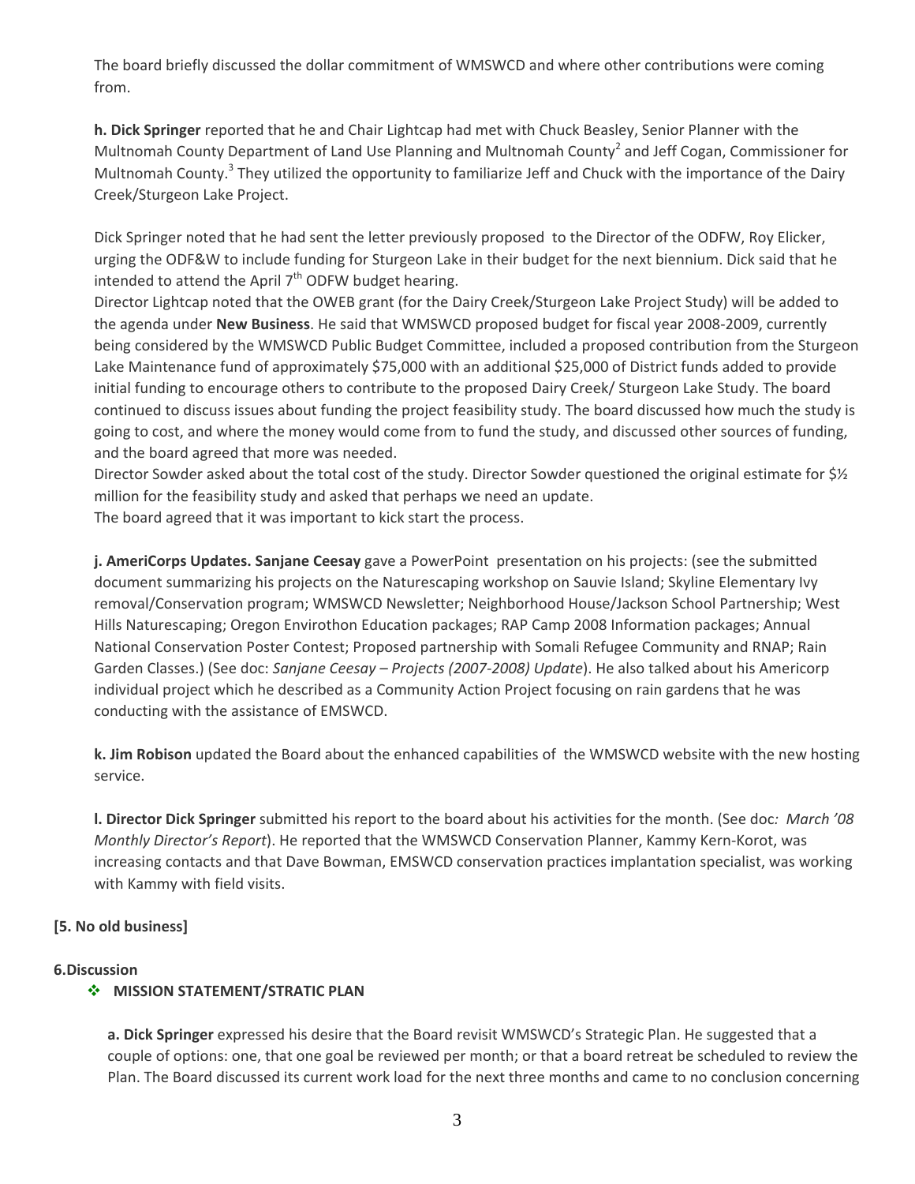The board briefly discussed the dollar commitment of WMSWCD and where other contributions were coming from.

**h. Dick Springer** reported that he and Chair Lightcap had met with Chuck Beasley, Senior Planner with the Multnomah County Department of Land Use Planning and Multnomah County[2] and Jeff Cogan, Commissioner for Multnomah County.[3] They utilized the opportunity to familiarize Jeff and Chuck with the importance of the Dairy Creek/Sturgeon Lake Project.

Dick Springer noted that he had sent the letter previously proposed to the Director of the ODFW, Roy Elicker, urging the ODF&W to include funding for Sturgeon Lake in their budget for the next biennium. Dick said that he intended to attend the April 7th ODFW budget hearing.

Director Lightcap noted that the OWEB grant (for the Dairy Creek/Sturgeon Lake Project Study) will be added to the agenda under **New Business**. He said that WMSWCD proposed budget for fiscal year 2008-2009, currently being considered by the WMSWCD Public Budget Committee, included a proposed contribution from the Sturgeon Lake Maintenance fund of approximately $75,000 with an additional $25,000 of District funds added to provide initial funding to encourage others to contribute to the proposed Dairy Creek/ Sturgeon Lake Study. The board continued to discuss issues about funding the project feasibility study. The board discussed how much the study is going to cost, and where the money would come from to fund the study, and discussed other sources of funding, and the board agreed that more was needed.

Director Sowder asked about the total cost of the study. Director Sowder questioned the original estimate for $½ million for the feasibility study and asked that perhaps we need an update.

The board agreed that it was important to kick start the process.

**j. AmeriCorps Updates. Sanjane Ceesay** gave a PowerPoint presentation on his projects: (see the submitted document summarizing his projects on the Naturescaping workshop on Sauvie Island; Skyline Elementary Ivy removal/Conservation program; WMSWCD Newsletter; Neighborhood House/Jackson School Partnership; West Hills Naturescaping; Oregon Envirothon Education packages; RAP Camp 2008 Information packages; Annual National Conservation Poster Contest; Proposed partnership with Somali Refugee Community and RNAP; Rain Garden Classes.) (See doc: *Sanjane Ceesay – Projects (2007-2008) Update*). He also talked about his Americorp individual project which he described as a Community Action Project focusing on rain gardens that he was conducting with the assistance of EMSWCD.

**k. Jim Robison** updated the Board about the enhanced capabilities of the WMSWCD website with the new hosting service.

**l. Director Dick Springer** submitted his report to the board about his activities for the month. (See doc*: March '08 Monthly Director's Report*). He reported that the WMSWCD Conservation Planner, Kammy Kern-Korot, was increasing contacts and that Dave Bowman, EMSWCD conservation practices implantation specialist, was working with Kammy with field visits.

**[5. No old business]**

**6.Discussion**

- **MISSION STATEMENT/STRATIC PLAN**

**a. Dick Springer** expressed his desire that the Board revisit WMSWCD's Strategic Plan. He suggested that a couple of options: one, that one goal be reviewed per month; or that a board retreat be scheduled to review the Plan. The Board discussed its current work load for the next three months and came to no conclusion concerning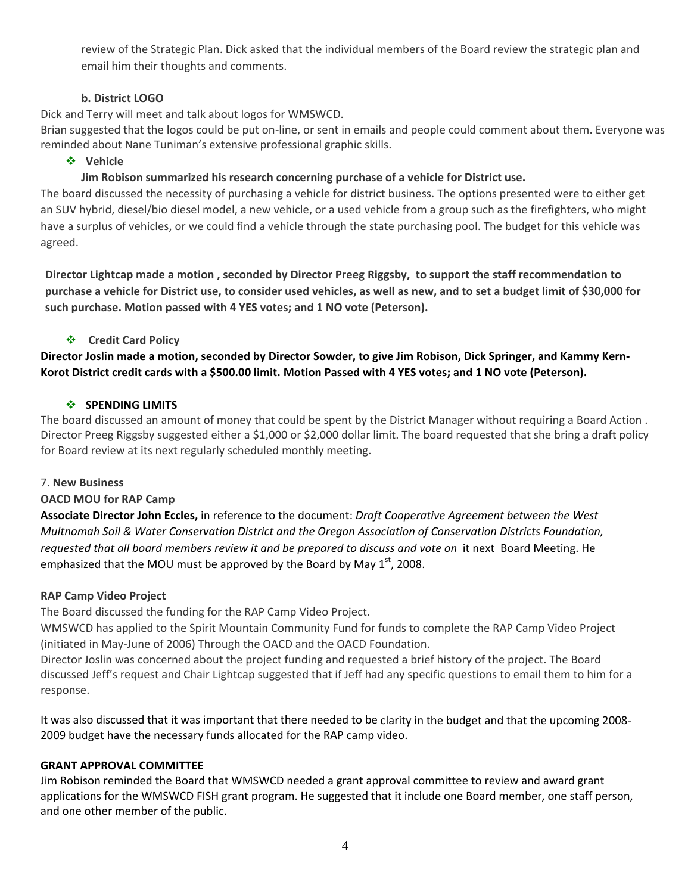review of the Strategic Plan. Dick asked that the individual members of the Board review the strategic plan and email him their thoughts and comments.

**b. District LOGO**

Dick and Terry will meet and talk about logos for WMSWCD.
Brian suggested that the logos could be put on-line, or sent in emails and people could comment about them. Everyone was reminded about Nane Tuniman's extensive professional graphic skills.

- **Vehicle**

**Jim Robison summarized his research concerning purchase of a vehicle for District use.**

The board discussed the necessity of purchasing a vehicle for district business. The options presented were to either get an SUV hybrid, diesel/bio diesel model, a new vehicle, or a used vehicle from a group such as the firefighters, who might have a surplus of vehicles, or we could find a vehicle through the state purchasing pool. The budget for this vehicle was agreed.

**Director Lightcap made a motion , seconded by Director Preeg Riggsby, to support the staff recommendation to purchase a vehicle for District use, to consider used vehicles, as well as new, and to set a budget limit of $30,000 for such purchase. Motion passed with 4 YES votes; and 1 NO vote (Peterson).**

- **Credit Card Policy**

**Director Joslin made a motion, seconded by Director Sowder, to give Jim Robison, Dick Springer, and Kammy Kern-Korot District credit cards with a $500.00 limit. Motion Passed with 4 YES votes; and 1 NO vote (Peterson).**

- **SPENDING LIMITS**

The board discussed an amount of money that could be spent by the District Manager without requiring a Board Action . Director Preeg Riggsby suggested either a $1,000 or $2,000 dollar limit. The board requested that she bring a draft policy for Board review at its next regularly scheduled monthly meeting.

7. **New Business**

**OACD MOU for RAP Camp**

**Associate Director John Eccles,** in reference to the document: *Draft Cooperative Agreement between the West Multnomah Soil & Water Conservation District and the Oregon Association of Conservation Districts Foundation, requested that all board members review it and be prepared to discuss and vote on* it next Board Meeting. He emphasized that the MOU must be approved by the Board by May 1st, 2008.

**RAP Camp Video Project**

The Board discussed the funding for the RAP Camp Video Project.
WMSWCD has applied to the Spirit Mountain Community Fund for funds to complete the RAP Camp Video Project (initiated in May-June of 2006) Through the OACD and the OACD Foundation.
Director Joslin was concerned about the project funding and requested a brief history of the project. The Board discussed Jeff's request and Chair Lightcap suggested that if Jeff had any specific questions to email them to him for a response.

It was also discussed that it was important that there needed to be clarity in the budget and that the upcoming 2008-2009 budget have the necessary funds allocated for the RAP camp video.

**GRANT APPROVAL COMMITTEE**

Jim Robison reminded the Board that WMSWCD needed a grant approval committee to review and award grant applications for the WMSWCD FISH grant program. He suggested that it include one Board member, one staff person, and one other member of the public.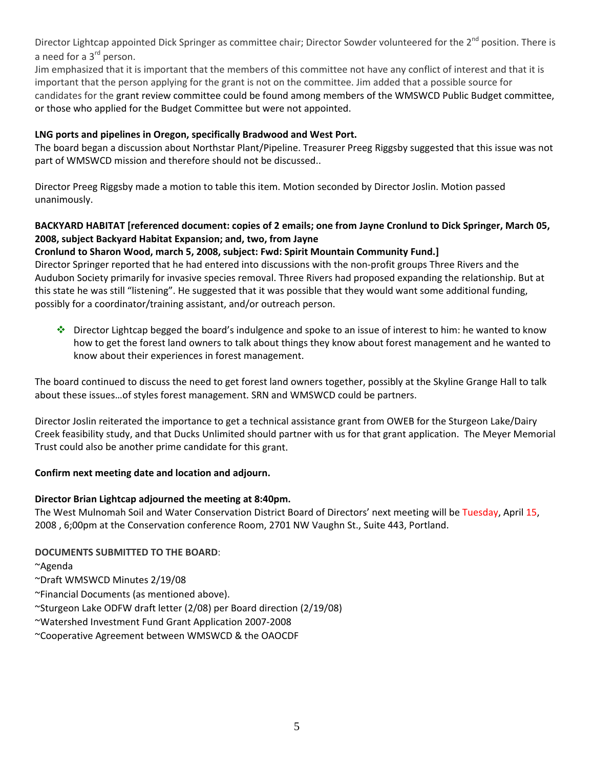Director Lightcap appointed Dick Springer as committee chair; Director Sowder volunteered for the 2nd position. There is a need for a 3rd person.
Jim emphasized that it is important that the members of this committee not have any conflict of interest and that it is important that the person applying for the grant is not on the committee. Jim added that a possible source for candidates for the grant review committee could be found among members of the WMSWCD Public Budget committee, or those who applied for the Budget Committee but were not appointed.

**LNG ports and pipelines in Oregon, specifically Bradwood and West Port.**
The board began a discussion about Northstar Plant/Pipeline. Treasurer Preeg Riggsby suggested that this issue was not part of WMSWCD mission and therefore should not be discussed..

Director Preeg Riggsby made a motion to table this item. Motion seconded by Director Joslin. Motion passed unanimously.

**BACKYARD HABITAT [referenced document: copies of 2 emails; one from Jayne Cronlund to Dick Springer, March 05, 2008, subject Backyard Habitat Expansion; and, two, from Jayne Cronlund to Sharon Wood, march 5, 2008, subject: Fwd: Spirit Mountain Community Fund.]**
Director Springer reported that he had entered into discussions with the non-profit groups Three Rivers and the Audubon Society primarily for invasive species removal. Three Rivers had proposed expanding the relationship. But at this state he was still "listening". He suggested that it was possible that they would want some additional funding, possibly for a coordinator/training assistant, and/or outreach person.

- Director Lightcap begged the board's indulgence and spoke to an issue of interest to him: he wanted to know how to get the forest land owners to talk about things they know about forest management and he wanted to know about their experiences in forest management.

The board continued to discuss the need to get forest land owners together, possibly at the Skyline Grange Hall to talk about these issues…of styles forest management. SRN and WMSWCD could be partners.

Director Joslin reiterated the importance to get a technical assistance grant from OWEB for the Sturgeon Lake/Dairy Creek feasibility study, and that Ducks Unlimited should partner with us for that grant application. The Meyer Memorial Trust could also be another prime candidate for this grant.

**Confirm next meeting date and location and adjourn.**

**Director Brian Lightcap adjourned the meeting at 8:40pm.**
The West Mulnomah Soil and Water Conservation District Board of Directors' next meeting will be Tuesday, April 15, 2008 , 6;00pm at the Conservation conference Room, 2701 NW Vaughn St., Suite 443, Portland.

**DOCUMENTS SUBMITTED TO THE BOARD**:
~Agenda
~Draft WMSWCD Minutes 2/19/08
~Financial Documents (as mentioned above).
~Sturgeon Lake ODFW draft letter (2/08) per Board direction (2/19/08)
~Watershed Investment Fund Grant Application 2007-2008
~Cooperative Agreement between WMSWCD & the OAOCDF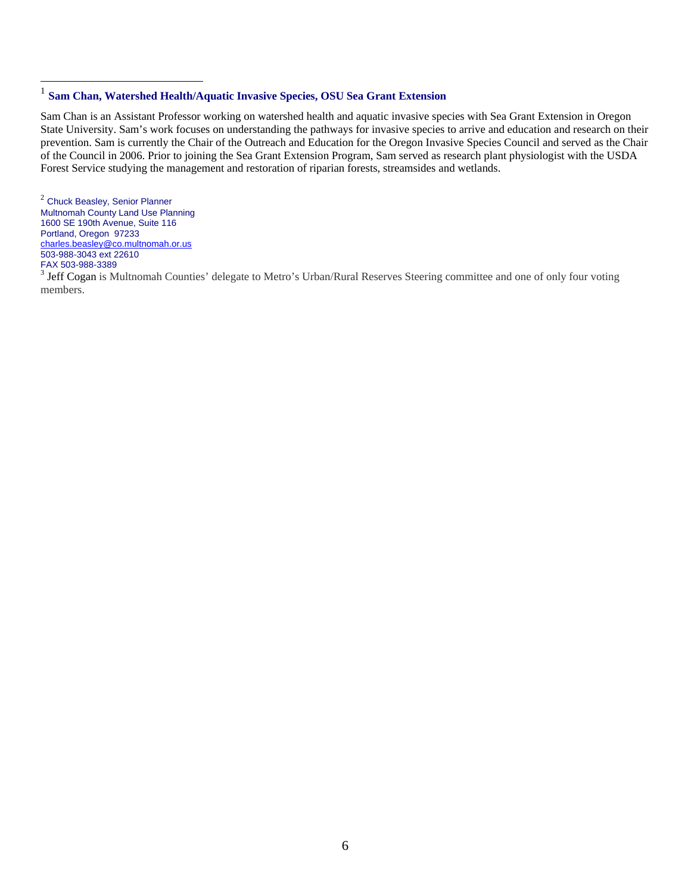[1] **Sam Chan, Watershed Health/Aquatic Invasive Species, OSU Sea Grant Extension**

Sam Chan is an Assistant Professor working on watershed health and aquatic invasive species with Sea Grant Extension in Oregon State University. Sam's work focuses on understanding the pathways for invasive species to arrive and education and research on their prevention. Sam is currently the Chair of the Outreach and Education for the Oregon Invasive Species Council and served as the Chair of the Council in 2006. Prior to joining the Sea Grant Extension Program, Sam served as research plant physiologist with the USDA Forest Service studying the management and restoration of riparian forests, streamsides and wetlands.

[2] Chuck Beasley, Senior Planner
Multnomah County Land Use Planning
1600 SE 190th Avenue, Suite 116
Portland, Oregon 97233
charles.beasley@co.multnomah.or.us
503-988-3043 ext 22610
FAX 503-988-3389

[3] Jeff Cogan is Multnomah Counties' delegate to Metro's Urban/Rural Reserves Steering committee and one of only four voting members.